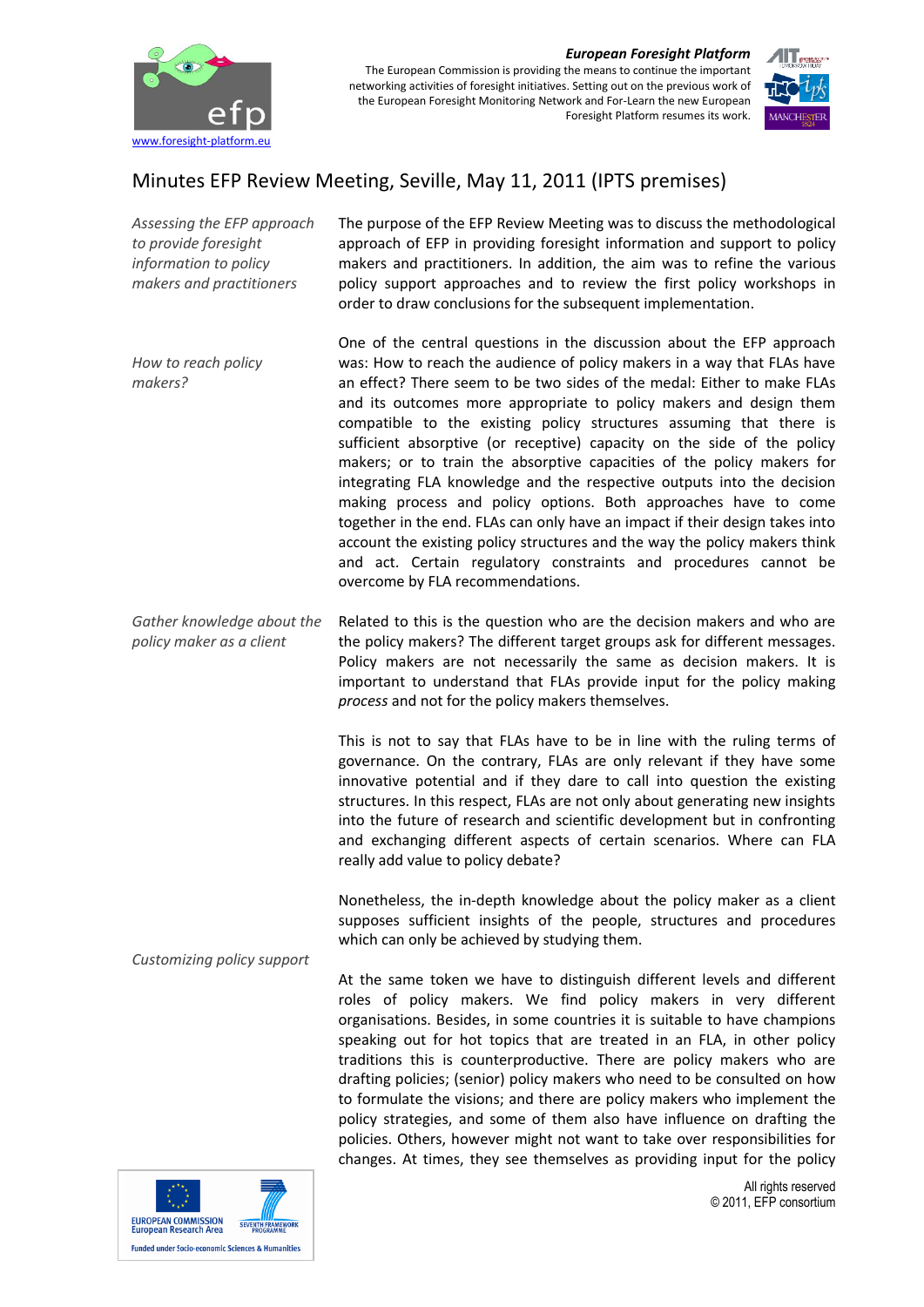**European Foresight Platform**

The European Commission is providing the means to continue the important networking activities of foresight initiatives. Setting out on the previous work of the European Foresight Monitoring Network and For-Learn the new European Foresight Platform resumes its work.

www.foresight-platform.eu

# Minutes EFP Review Meeting, Seville, May 11, 2011 (IPTS premises)

*Assessing the EFP approach to provide foresight information to policy makers and practitioners*

The purpose of the EFP Review Meeting was to discuss the methodological approach of EFP in providing foresight information and support to policy makers and practitioners. In addition, the aim was to refine the various policy support approaches and to review the first policy workshops in order to draw conclusions for the subsequent implementation.

*How to reach policy makers?*

One of the central questions in the discussion about the EFP approach was: How to reach the audience of policy makers in a way that FLAs have an effect? There seem to be two sides of the medal: Either to make FLAs and its outcomes more appropriate to policy makers and design them compatible to the existing policy structures assuming that there is sufficient absorptive (or receptive) capacity on the side of the policy makers; or to train the absorptive capacities of the policy makers for integrating FLA knowledge and the respective outputs into the decision making process and policy options. Both approaches have to come together in the end. FLAs can only have an impact if their design takes into account the existing policy structures and the way the policy makers think and act. Certain regulatory constraints and procedures cannot be overcome by FLA recommendations.

*Gather knowledge about the policy maker as a client*

Related to this is the question who are the decision makers and who are the policy makers? The different target groups ask for different messages. Policy makers are not necessarily the same as decision makers. It is important to understand that FLAs provide input for the policy making *process* and not for the policy makers themselves.

This is not to say that FLAs have to be in line with the ruling terms of governance. On the contrary, FLAs are only relevant if they have some innovative potential and if they dare to call into question the existing structures. In this respect, FLAs are not only about generating new insights into the future of research and scientific development but in confronting and exchanging different aspects of certain scenarios. Where can FLA really add value to policy debate?

Nonetheless, the in-depth knowledge about the policy maker as a client supposes sufficient insights of the people, structures and procedures which can only be achieved by studying them.

*Customizing policy support*

At the same token we have to distinguish different levels and different roles of policy makers. We find policy makers in very different organisations. Besides, in some countries it is suitable to have champions speaking out for hot topics that are treated in an FLA, in other policy traditions this is counterproductive. There are policy makers who are drafting policies; (senior) policy makers who need to be consulted on how to formulate the visions; and there are policy makers who implement the policy strategies, and some of them also have influence on drafting the policies. Others, however might not want to take over responsibilities for changes. At times, they see themselves as providing input for the policy

EUROPEAN COMMISSION
European Research Area

SEVENTH FRAMEWORK PROGRAMME

Funded under Socio-economic Sciences & Humanities

All rights reserved
© 2011, EFP consortium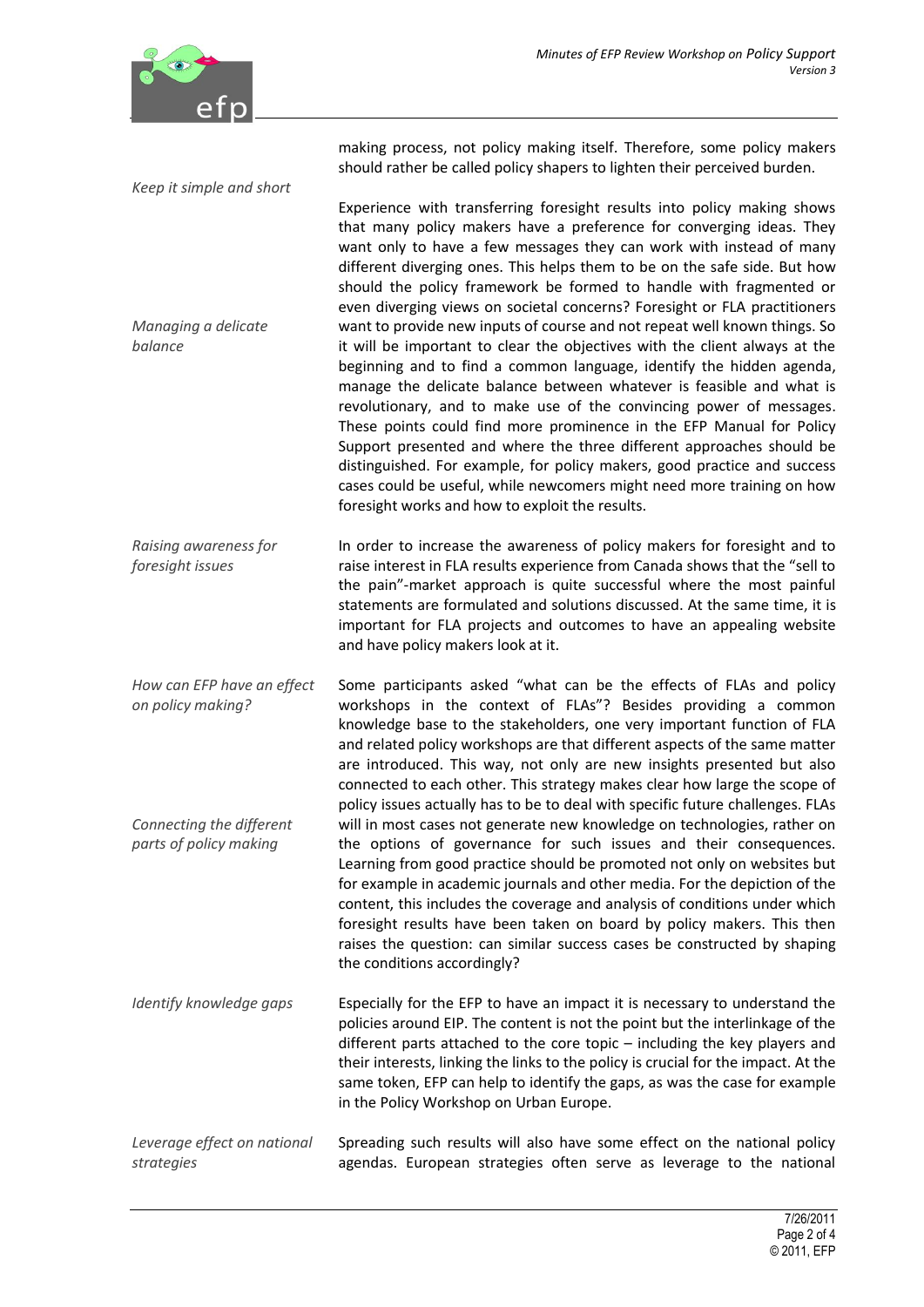making process, not policy making itself. Therefore, some policy makers should rather be called policy shapers to lighten their perceived burden.

*Keep it simple and short*

Experience with transferring foresight results into policy making shows that many policy makers have a preference for converging ideas. They want only to have a few messages they can work with instead of many different diverging ones. This helps them to be on the safe side. But how should the policy framework be formed to handle with fragmented or even diverging views on societal concerns? Foresight or FLA practitioners want to provide new inputs of course and not repeat well known things. So it will be important to clear the objectives with the client always at the beginning and to find a common language, identify the hidden agenda, manage the delicate balance between whatever is feasible and what is revolutionary, and to make use of the convincing power of messages. These points could find more prominence in the EFP Manual for Policy Support presented and where the three different approaches should be distinguished. For example, for policy makers, good practice and success cases could be useful, while newcomers might need more training on how foresight works and how to exploit the results.

*Managing a delicate balance*

*Raising awareness for foresight issues*

In order to increase the awareness of policy makers for foresight and to raise interest in FLA results experience from Canada shows that the "sell to the pain"-market approach is quite successful where the most painful statements are formulated and solutions discussed. At the same time, it is important for FLA projects and outcomes to have an appealing website and have policy makers look at it.

*How can EFP have an effect on policy making?*

Some participants asked "what can be the effects of FLAs and policy workshops in the context of FLAs"? Besides providing a common knowledge base to the stakeholders, one very important function of FLA and related policy workshops are that different aspects of the same matter are introduced. This way, not only are new insights presented but also connected to each other. This strategy makes clear how large the scope of policy issues actually has to be to deal with specific future challenges. FLAs will in most cases not generate new knowledge on technologies, rather on the options of governance for such issues and their consequences. Learning from good practice should be promoted not only on websites but for example in academic journals and other media. For the depiction of the content, this includes the coverage and analysis of conditions under which foresight results have been taken on board by policy makers. This then raises the question: can similar success cases be constructed by shaping the conditions accordingly?

*Connecting the different parts of policy making*

*Identify knowledge gaps*

Especially for the EFP to have an impact it is necessary to understand the policies around EIP. The content is not the point but the interlinkage of the different parts attached to the core topic – including the key players and their interests, linking the links to the policy is crucial for the impact. At the same token, EFP can help to identify the gaps, as was the case for example in the Policy Workshop on Urban Europe.

*Leverage effect on national strategies*

Spreading such results will also have some effect on the national policy agendas. European strategies often serve as leverage to the national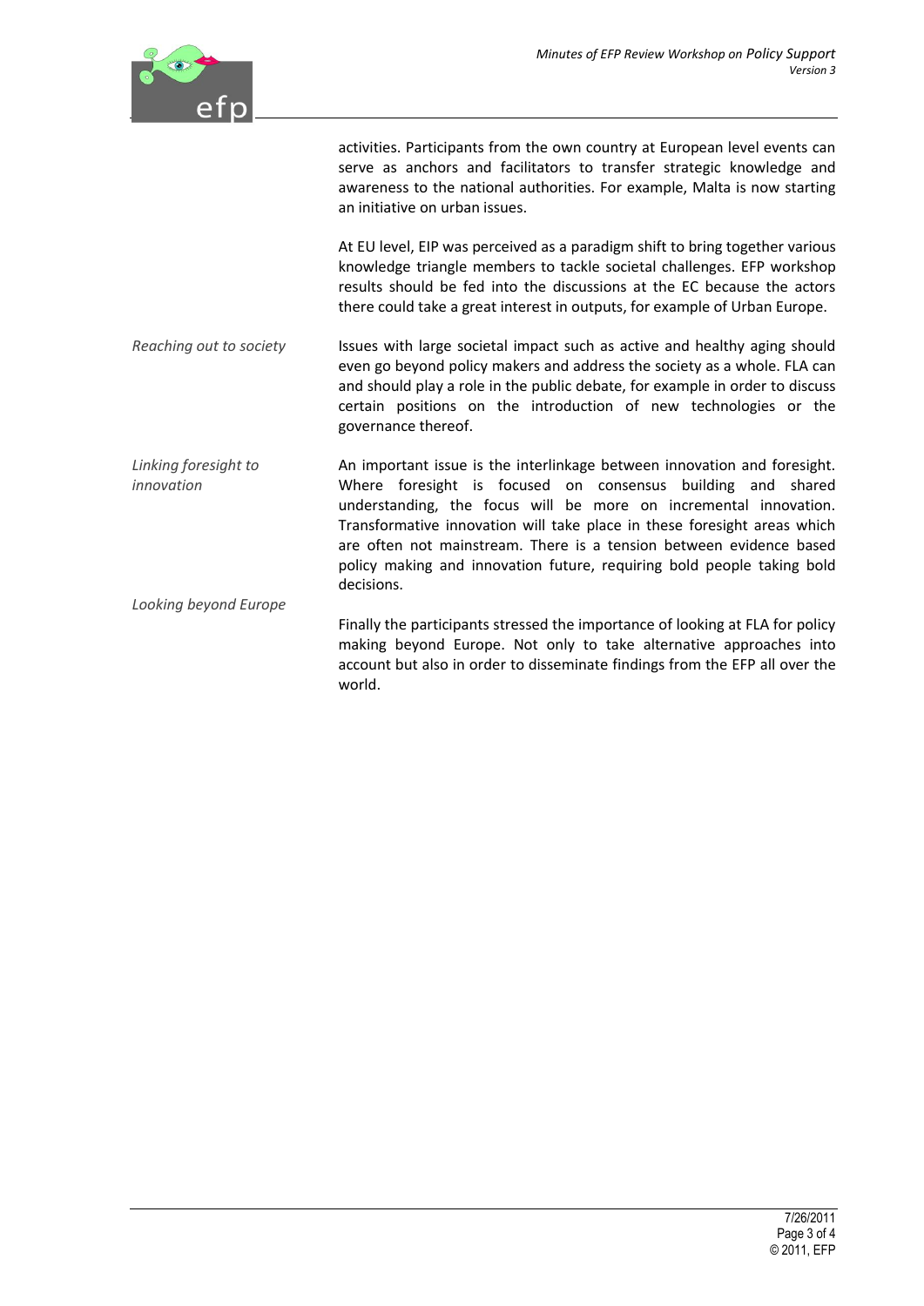activities. Participants from the own country at European level events can serve as anchors and facilitators to transfer strategic knowledge and awareness to the national authorities. For example, Malta is now starting an initiative on urban issues.

At EU level, EIP was perceived as a paradigm shift to bring together various knowledge triangle members to tackle societal challenges. EFP workshop results should be fed into the discussions at the EC because the actors there could take a great interest in outputs, for example of Urban Europe.

*Reaching out to society*

Issues with large societal impact such as active and healthy aging should even go beyond policy makers and address the society as a whole. FLA can and should play a role in the public debate, for example in order to discuss certain positions on the introduction of new technologies or the governance thereof.

*Linking foresight to innovation*

An important issue is the interlinkage between innovation and foresight. Where foresight is focused on consensus building and shared understanding, the focus will be more on incremental innovation. Transformative innovation will take place in these foresight areas which are often not mainstream. There is a tension between evidence based policy making and innovation future, requiring bold people taking bold decisions.

*Looking beyond Europe*

Finally the participants stressed the importance of looking at FLA for policy making beyond Europe. Not only to take alternative approaches into account but also in order to disseminate findings from the EFP all over the world.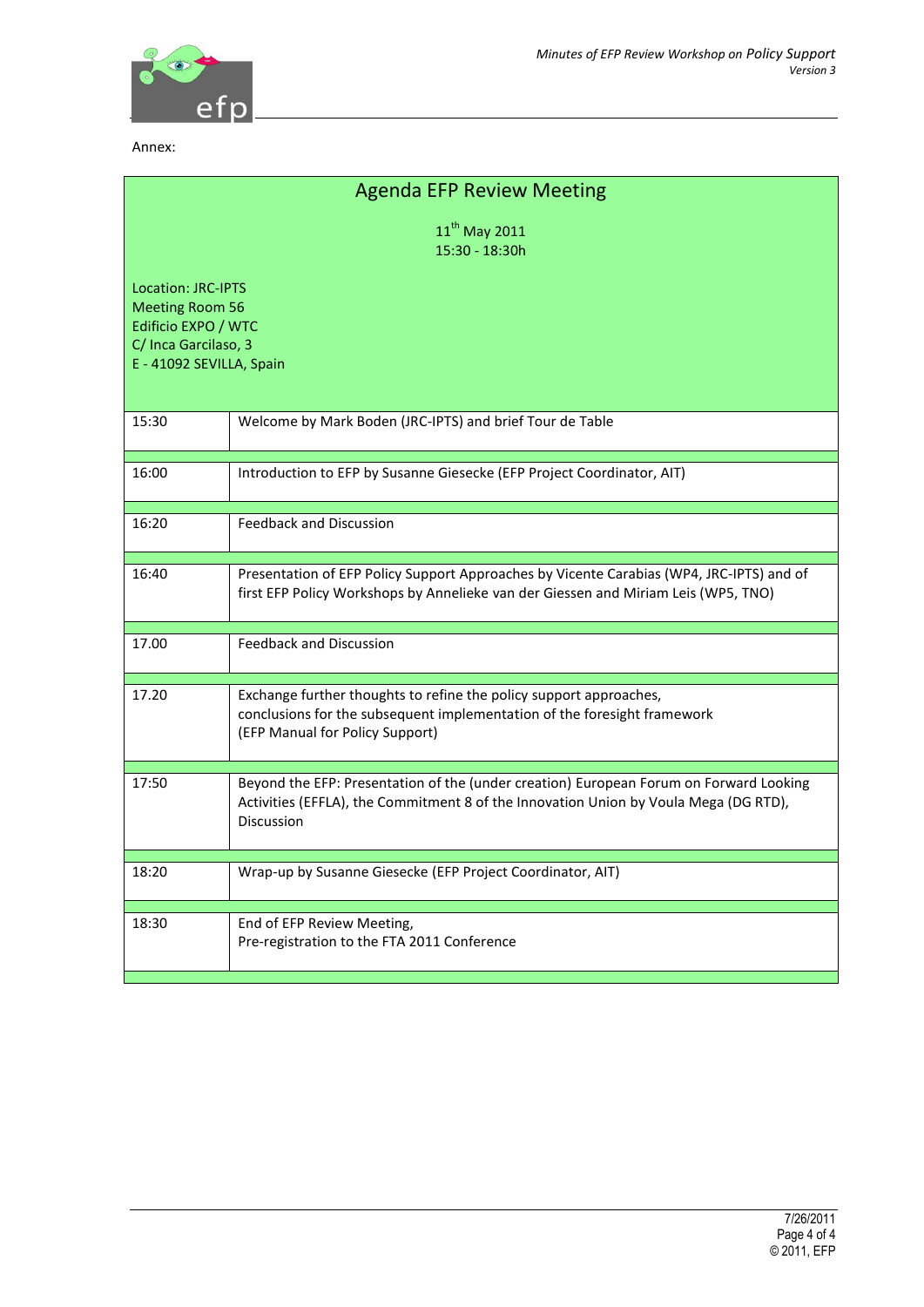Annex:

## Agenda EFP Review Meeting

11th May 2011
15:30 - 18:30h

Location: JRC-IPTS
Meeting Room 56
Edificio EXPO / WTC
C/ Inca Garcilaso, 3
E - 41092 SEVILLA, Spain

| | |
|---|---|
| 15:30 | Welcome by Mark Boden (JRC-IPTS) and brief Tour de Table |
| 16:00 | Introduction to EFP by Susanne Giesecke (EFP Project Coordinator, AIT) |
| 16:20 | Feedback and Discussion |
| 16:40 | Presentation of EFP Policy Support Approaches by Vicente Carabias (WP4, JRC-IPTS) and of first EFP Policy Workshops by Annelieke van der Giessen and Miriam Leis (WP5, TNO) |
| 17.00 | Feedback and Discussion |
| 17.20 | Exchange further thoughts to refine the policy support approaches, conclusions for the subsequent implementation of the foresight framework (EFP Manual for Policy Support) |
| 17:50 | Beyond the EFP: Presentation of the (under creation) European Forum on Forward Looking Activities (EFFLA), the Commitment 8 of the Innovation Union by Voula Mega (DG RTD), Discussion |
| 18:20 | Wrap-up by Susanne Giesecke (EFP Project Coordinator, AIT) |
| 18:30 | End of EFP Review Meeting, Pre-registration to the FTA 2011 Conference |